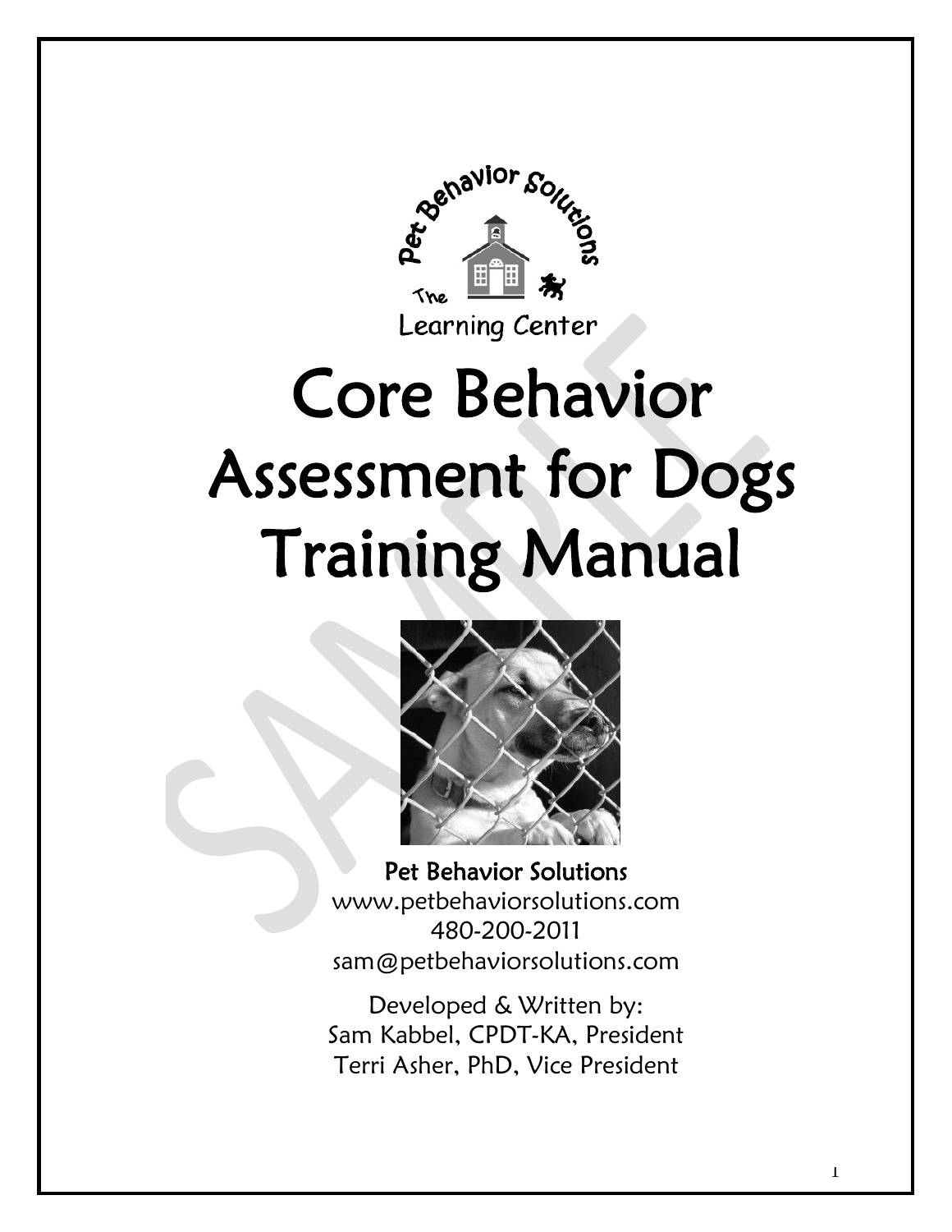Pet Behavior Solutions

The Learning Center

# Core Behavior Assessment for Dogs Training Manual

**Pet Behavior Solutions**
www.petbehaviorsolutions.com
480-200-2011
sam@petbehaviorsolutions.com

Developed & Written by:
Sam Kabbel, CPDT-KA, President
Terri Asher, PhD, Vice President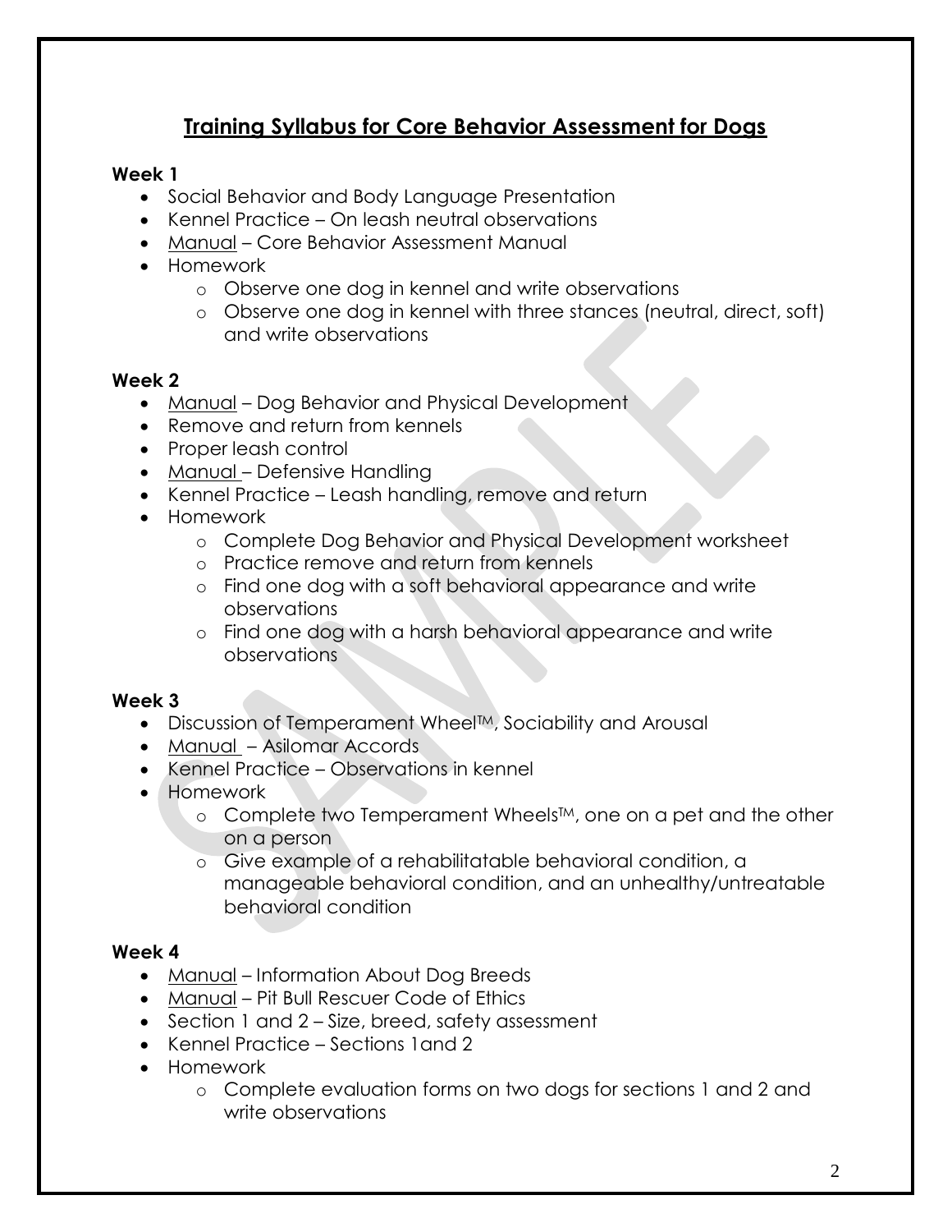# Training Syllabus for Core Behavior Assessment for Dogs

**Week 1**

- Social Behavior and Body Language Presentation
- Kennel Practice – On leash neutral observations
- Manual – Core Behavior Assessment Manual
- Homework
  - Observe one dog in kennel and write observations
  - Observe one dog in kennel with three stances (neutral, direct, soft) and write observations

**Week 2**

- Manual – Dog Behavior and Physical Development
- Remove and return from kennels
- Proper leash control
- Manual – Defensive Handling
- Kennel Practice – Leash handling, remove and return
- Homework
  - Complete Dog Behavior and Physical Development worksheet
  - Practice remove and return from kennels
  - Find one dog with a soft behavioral appearance and write observations
  - Find one dog with a harsh behavioral appearance and write observations

**Week 3**

- Discussion of Temperament Wheel™, Sociability and Arousal
- Manual – Asilomar Accords
- Kennel Practice – Observations in kennel
- Homework
  - Complete two Temperament Wheels™, one on a pet and the other on a person
  - Give example of a rehabilitatable behavioral condition, a manageable behavioral condition, and an unhealthy/untreatable behavioral condition

**Week 4**

- Manual – Information About Dog Breeds
- Manual – Pit Bull Rescuer Code of Ethics
- Section 1 and 2 – Size, breed, safety assessment
- Kennel Practice – Sections 1and 2
- Homework
  - Complete evaluation forms on two dogs for sections 1 and 2 and write observations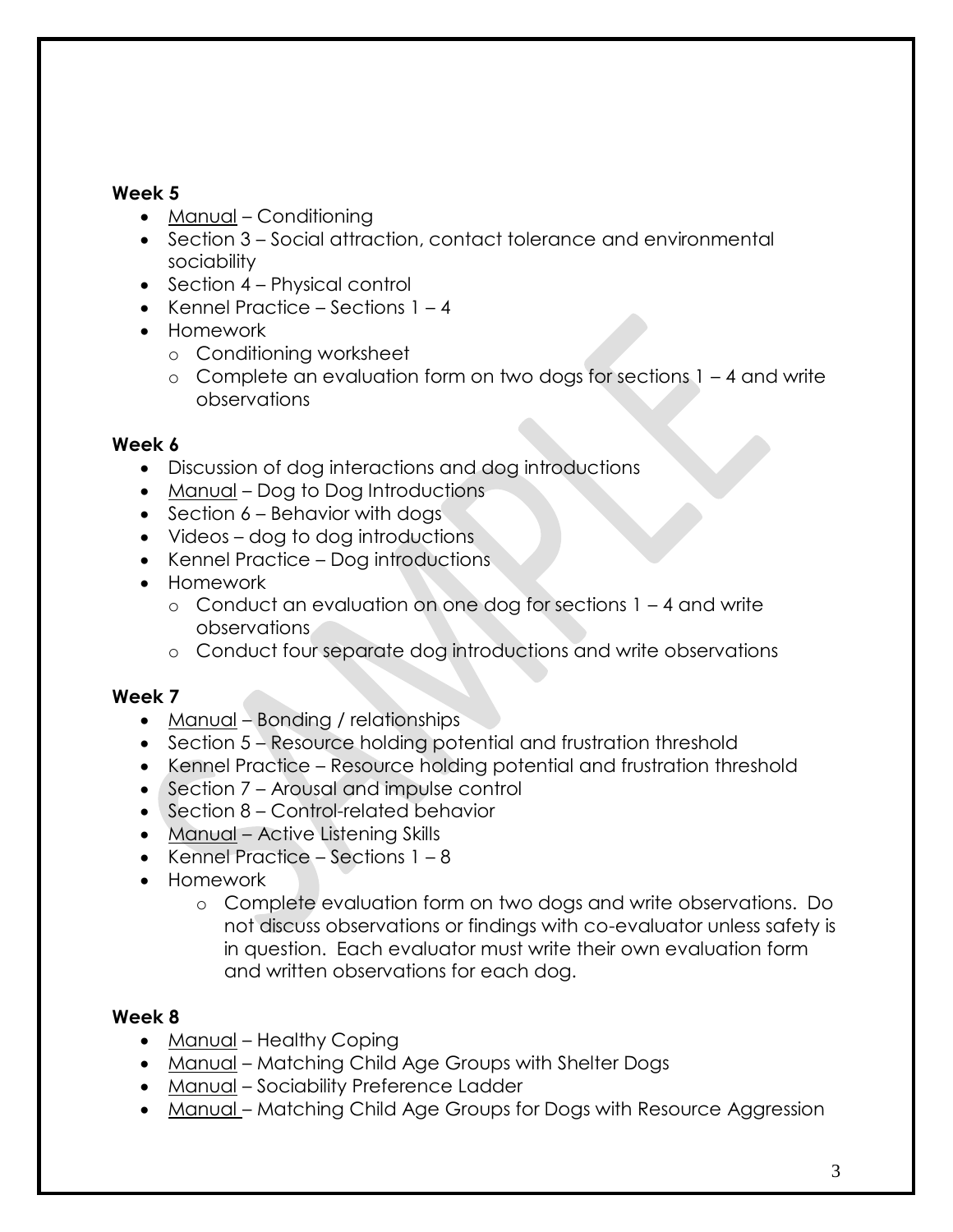**Week 5**

- Manual – Conditioning
- Section 3 – Social attraction, contact tolerance and environmental sociability
- Section 4 – Physical control
- Kennel Practice – Sections 1 – 4
- Homework
  - Conditioning worksheet
  - Complete an evaluation form on two dogs for sections 1 – 4 and write observations

**Week 6**

- Discussion of dog interactions and dog introductions
- Manual – Dog to Dog Introductions
- Section 6 – Behavior with dogs
- Videos – dog to dog introductions
- Kennel Practice – Dog introductions
- Homework
  - Conduct an evaluation on one dog for sections 1 – 4 and write observations
  - Conduct four separate dog introductions and write observations

**Week 7**

- Manual – Bonding / relationships
- Section 5 – Resource holding potential and frustration threshold
- Kennel Practice – Resource holding potential and frustration threshold
- Section 7 – Arousal and impulse control
- Section 8 – Control-related behavior
- Manual – Active Listening Skills
- Kennel Practice – Sections 1 – 8
- Homework
  - Complete evaluation form on two dogs and write observations. Do not discuss observations or findings with co-evaluator unless safety is in question. Each evaluator must write their own evaluation form and written observations for each dog.

**Week 8**

- Manual – Healthy Coping
- Manual – Matching Child Age Groups with Shelter Dogs
- Manual – Sociability Preference Ladder
- Manual – Matching Child Age Groups for Dogs with Resource Aggression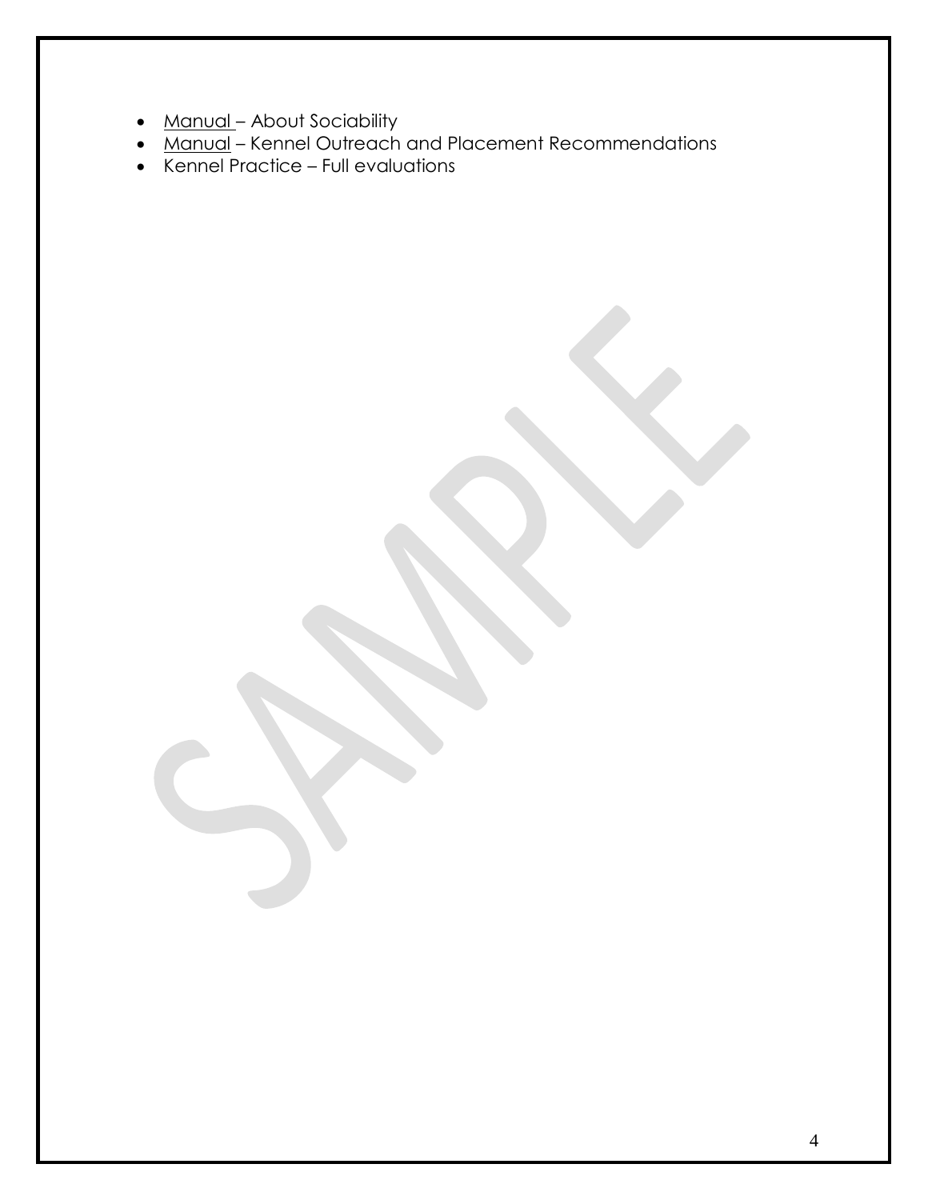- <u>Manual</u> – About Sociability
- <u>Manual</u> – Kennel Outreach and Placement Recommendations
- Kennel Practice – Full evaluations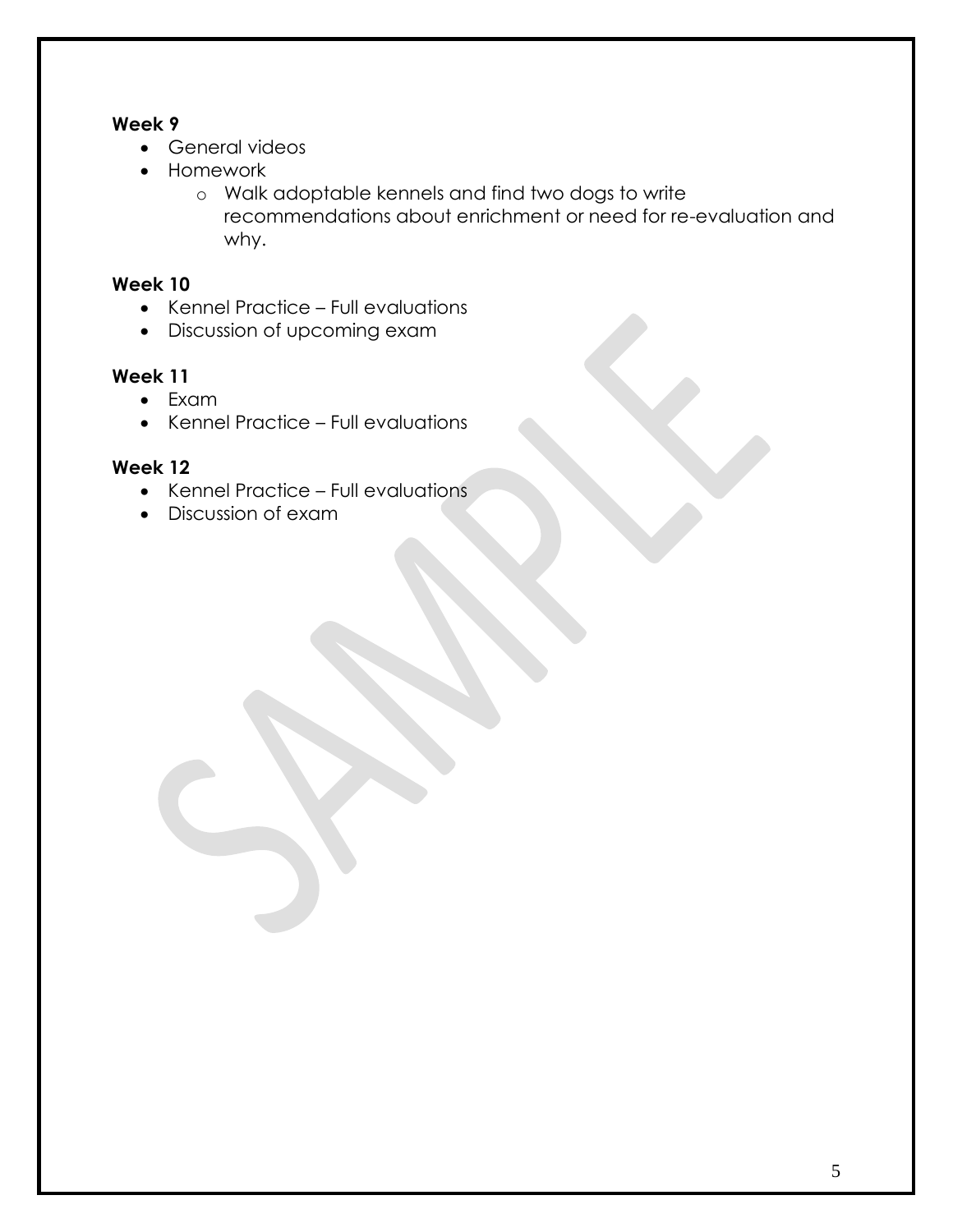**Week 9**

- General videos
- Homework
    - Walk adoptable kennels and find two dogs to write recommendations about enrichment or need for re-evaluation and why.

**Week 10**

- Kennel Practice – Full evaluations
- Discussion of upcoming exam

**Week 11**

- Exam
- Kennel Practice – Full evaluations

**Week 12**

- Kennel Practice – Full evaluations
- Discussion of exam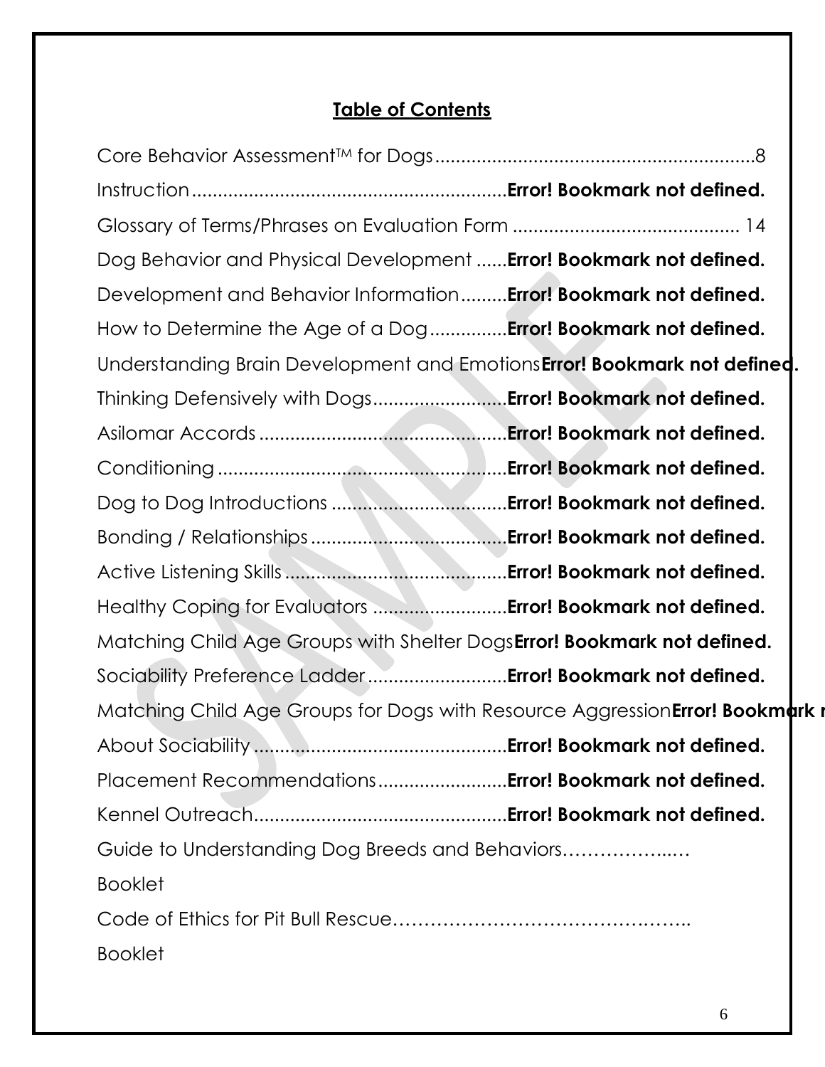## Table of Contents

Core Behavior Assessment™ for Dogs..............................................................8

Instruction............................................................**Error! Bookmark not defined.**

Glossary of Terms/Phrases on Evaluation Form ........................................... 14

Dog Behavior and Physical Development ......**Error! Bookmark not defined.**

Development and Behavior Information.........**Error! Bookmark not defined.**

How to Determine the Age of a Dog...............**Error! Bookmark not defined.**

Understanding Brain Development and Emotions**Error! Bookmark not defined.**

Thinking Defensively with Dogs..........................**Error! Bookmark not defined.**

Asilomar Accords ................................................**Error! Bookmark not defined.**

Conditioning ........................................................**Error! Bookmark not defined.**

Dog to Dog Introductions ..................................**Error! Bookmark not defined.**

Bonding / Relationships......................................**Error! Bookmark not defined.**

Active Listening Skills...........................................**Error! Bookmark not defined.**

Healthy Coping for Evaluators ..........................**Error! Bookmark not defined.**

Matching Child Age Groups with Shelter Dogs**Error! Bookmark not defined.**

Sociability Preference Ladder...........................**Error! Bookmark not defined.**

Matching Child Age Groups for Dogs with Resource Aggression**Error! Bookmark n**

About Sociability .................................................**Error! Bookmark not defined.**

Placement Recommendations.........................**Error! Bookmark not defined.**

Kennel Outreach.................................................**Error! Bookmark not defined.**

Guide to Understanding Dog Breeds and Behaviors…………….…

Booklet

Code of Ethics for Pit Bull Rescue…………………………………………..

Booklet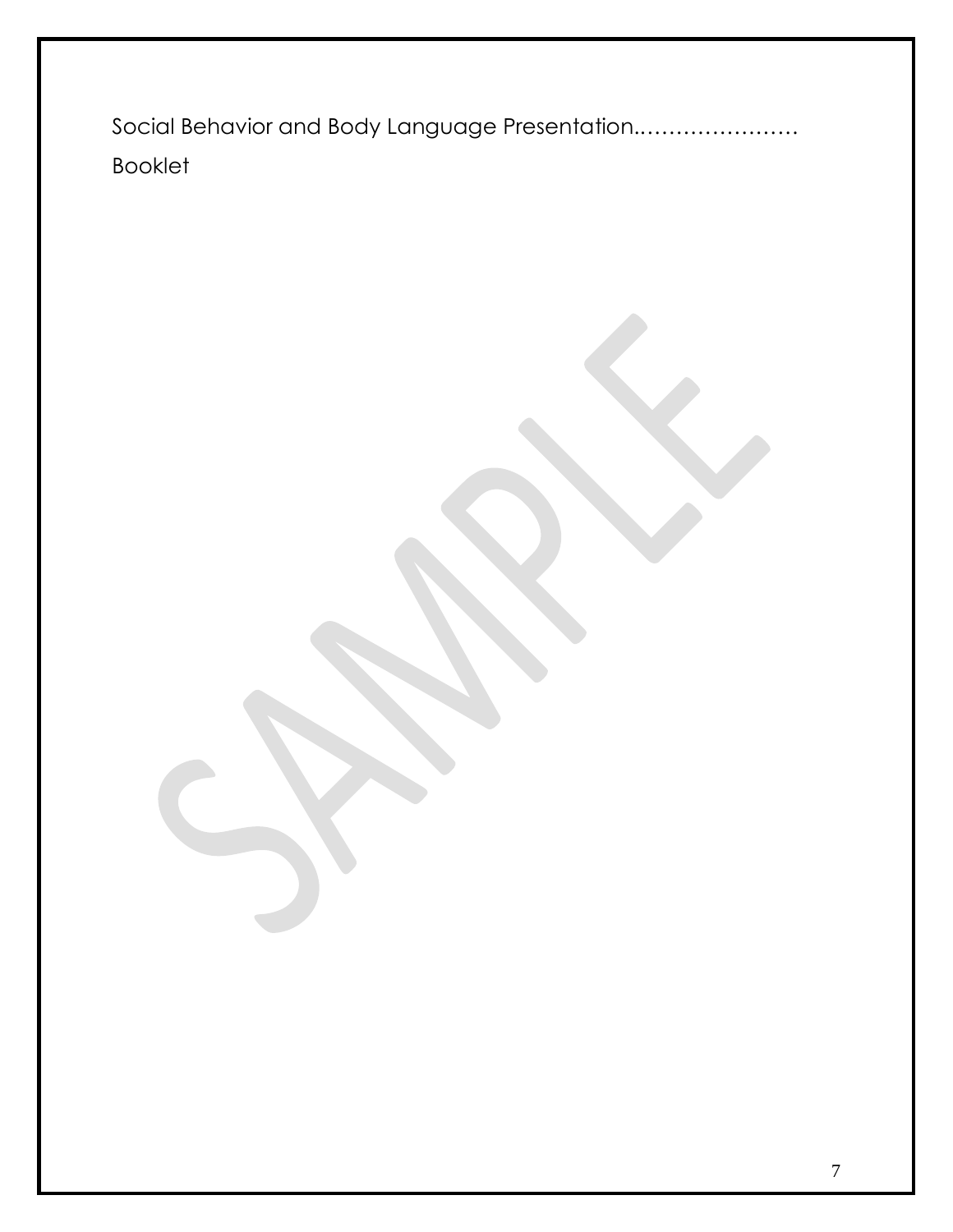Social Behavior and Body Language Presentation.…………………

Booklet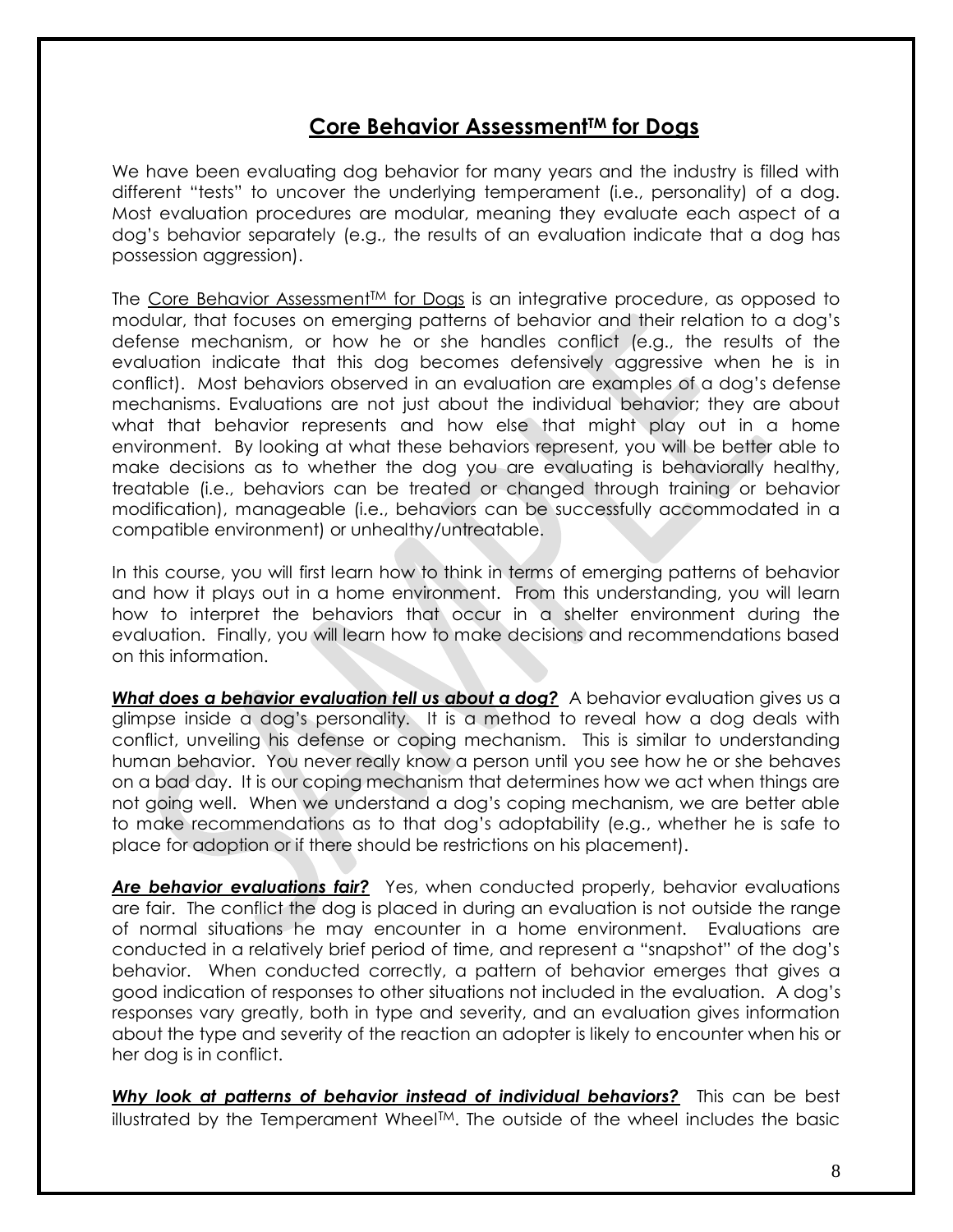## Core Behavior Assessment™ for Dogs

We have been evaluating dog behavior for many years and the industry is filled with different "tests" to uncover the underlying temperament (i.e., personality) of a dog. Most evaluation procedures are modular, meaning they evaluate each aspect of a dog's behavior separately (e.g., the results of an evaluation indicate that a dog has possession aggression).

The Core Behavior Assessment™ for Dogs is an integrative procedure, as opposed to modular, that focuses on emerging patterns of behavior and their relation to a dog's defense mechanism, or how he or she handles conflict (e.g., the results of the evaluation indicate that this dog becomes defensively aggressive when he is in conflict). Most behaviors observed in an evaluation are examples of a dog's defense mechanisms. Evaluations are not just about the individual behavior; they are about what that behavior represents and how else that might play out in a home environment. By looking at what these behaviors represent, you will be better able to make decisions as to whether the dog you are evaluating is behaviorally healthy, treatable (i.e., behaviors can be treated or changed through training or behavior modification), manageable (i.e., behaviors can be successfully accommodated in a compatible environment) or unhealthy/untreatable.

In this course, you will first learn how to think in terms of emerging patterns of behavior and how it plays out in a home environment. From this understanding, you will learn how to interpret the behaviors that occur in a shelter environment during the evaluation. Finally, you will learn how to make decisions and recommendations based on this information.

***What does a behavior evaluation tell us about a dog?*** A behavior evaluation gives us a glimpse inside a dog's personality. It is a method to reveal how a dog deals with conflict, unveiling his defense or coping mechanism. This is similar to understanding human behavior. You never really know a person until you see how he or she behaves on a bad day. It is our coping mechanism that determines how we act when things are not going well. When we understand a dog's coping mechanism, we are better able to make recommendations as to that dog's adoptability (e.g., whether he is safe to place for adoption or if there should be restrictions on his placement).

***Are behavior evaluations fair?*** Yes, when conducted properly, behavior evaluations are fair. The conflict the dog is placed in during an evaluation is not outside the range of normal situations he may encounter in a home environment. Evaluations are conducted in a relatively brief period of time, and represent a "snapshot" of the dog's behavior. When conducted correctly, a pattern of behavior emerges that gives a good indication of responses to other situations not included in the evaluation. A dog's responses vary greatly, both in type and severity, and an evaluation gives information about the type and severity of the reaction an adopter is likely to encounter when his or her dog is in conflict.

***Why look at patterns of behavior instead of individual behaviors?*** This can be best illustrated by the Temperament Wheel™. The outside of the wheel includes the basic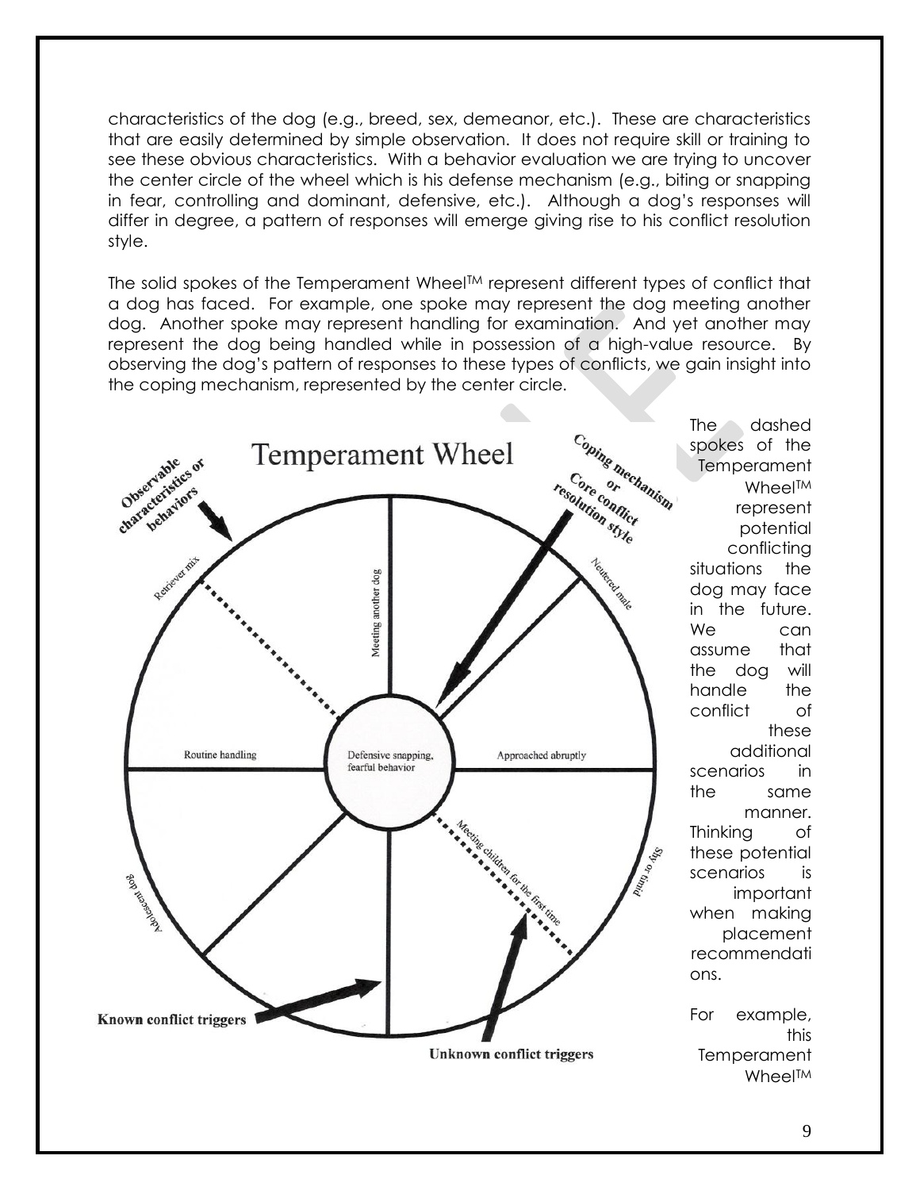characteristics of the dog (e.g., breed, sex, demeanor, etc.). These are characteristics that are easily determined by simple observation. It does not require skill or training to see these obvious characteristics. With a behavior evaluation we are trying to uncover the center circle of the wheel which is his defense mechanism (e.g., biting or snapping in fear, controlling and dominant, defensive, etc.). Although a dog's responses will differ in degree, a pattern of responses will emerge giving rise to his conflict resolution style.

The solid spokes of the Temperament Wheel™ represent different types of conflict that a dog has faced. For example, one spoke may represent the dog meeting another dog. Another spoke may represent handling for examination. And yet another may represent the dog being handled while in possession of a high-value resource. By observing the dog's pattern of responses to these types of conflicts, we gain insight into the coping mechanism, represented by the center circle.

**Temperament Wheel**

- Observable characteristics or behaviors
- Coping mechanism or Core conflict resolution style
- Retriever mix
- Meeting another dog
- Neutered male
- Routine handling
- Defensive snapping, fearful behavior
- Approached abruptly
- Meeting children for the first time
- Shy or timid
- Adolescent dog
- Known conflict triggers
- Unknown conflict triggers

The dashed spokes of the Temperament Wheel™ represent potential conflicting situations the dog may face in the future. We can assume that the dog will handle the conflict of these additional scenarios in the same manner. Thinking of these potential scenarios is important when making placement recommendations.

For example, this Temperament Wheel™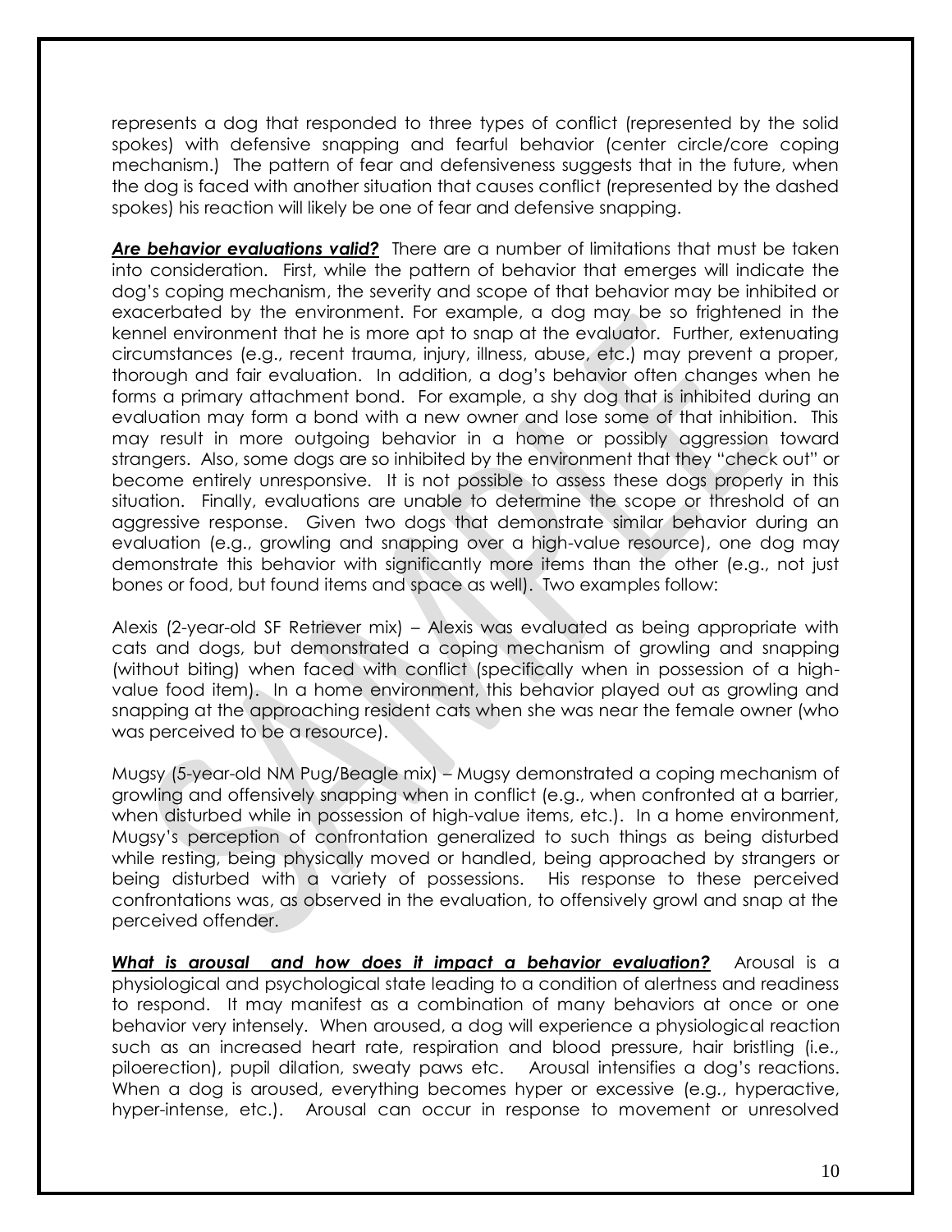represents a dog that responded to three types of conflict (represented by the solid spokes) with defensive snapping and fearful behavior (center circle/core coping mechanism.) The pattern of fear and defensiveness suggests that in the future, when the dog is faced with another situation that causes conflict (represented by the dashed spokes) his reaction will likely be one of fear and defensive snapping.

***Are behavior evaluations valid?*** There are a number of limitations that must be taken into consideration. First, while the pattern of behavior that emerges will indicate the dog's coping mechanism, the severity and scope of that behavior may be inhibited or exacerbated by the environment. For example, a dog may be so frightened in the kennel environment that he is more apt to snap at the evaluator. Further, extenuating circumstances (e.g., recent trauma, injury, illness, abuse, etc.) may prevent a proper, thorough and fair evaluation. In addition, a dog's behavior often changes when he forms a primary attachment bond. For example, a shy dog that is inhibited during an evaluation may form a bond with a new owner and lose some of that inhibition. This may result in more outgoing behavior in a home or possibly aggression toward strangers. Also, some dogs are so inhibited by the environment that they "check out" or become entirely unresponsive. It is not possible to assess these dogs properly in this situation. Finally, evaluations are unable to determine the scope or threshold of an aggressive response. Given two dogs that demonstrate similar behavior during an evaluation (e.g., growling and snapping over a high-value resource), one dog may demonstrate this behavior with significantly more items than the other (e.g., not just bones or food, but found items and space as well). Two examples follow:

Alexis (2-year-old SF Retriever mix) – Alexis was evaluated as being appropriate with cats and dogs, but demonstrated a coping mechanism of growling and snapping (without biting) when faced with conflict (specifically when in possession of a high-value food item). In a home environment, this behavior played out as growling and snapping at the approaching resident cats when she was near the female owner (who was perceived to be a resource).

Mugsy (5-year-old NM Pug/Beagle mix) – Mugsy demonstrated a coping mechanism of growling and offensively snapping when in conflict (e.g., when confronted at a barrier, when disturbed while in possession of high-value items, etc.). In a home environment, Mugsy's perception of confrontation generalized to such things as being disturbed while resting, being physically moved or handled, being approached by strangers or being disturbed with a variety of possessions. His response to these perceived confrontations was, as observed in the evaluation, to offensively growl and snap at the perceived offender.

***What is arousal and how does it impact a behavior evaluation?*** Arousal is a physiological and psychological state leading to a condition of alertness and readiness to respond. It may manifest as a combination of many behaviors at once or one behavior very intensely. When aroused, a dog will experience a physiological reaction such as an increased heart rate, respiration and blood pressure, hair bristling (i.e., piloerection), pupil dilation, sweaty paws etc. Arousal intensifies a dog's reactions. When a dog is aroused, everything becomes hyper or excessive (e.g., hyperactive, hyper-intense, etc.). Arousal can occur in response to movement or unresolved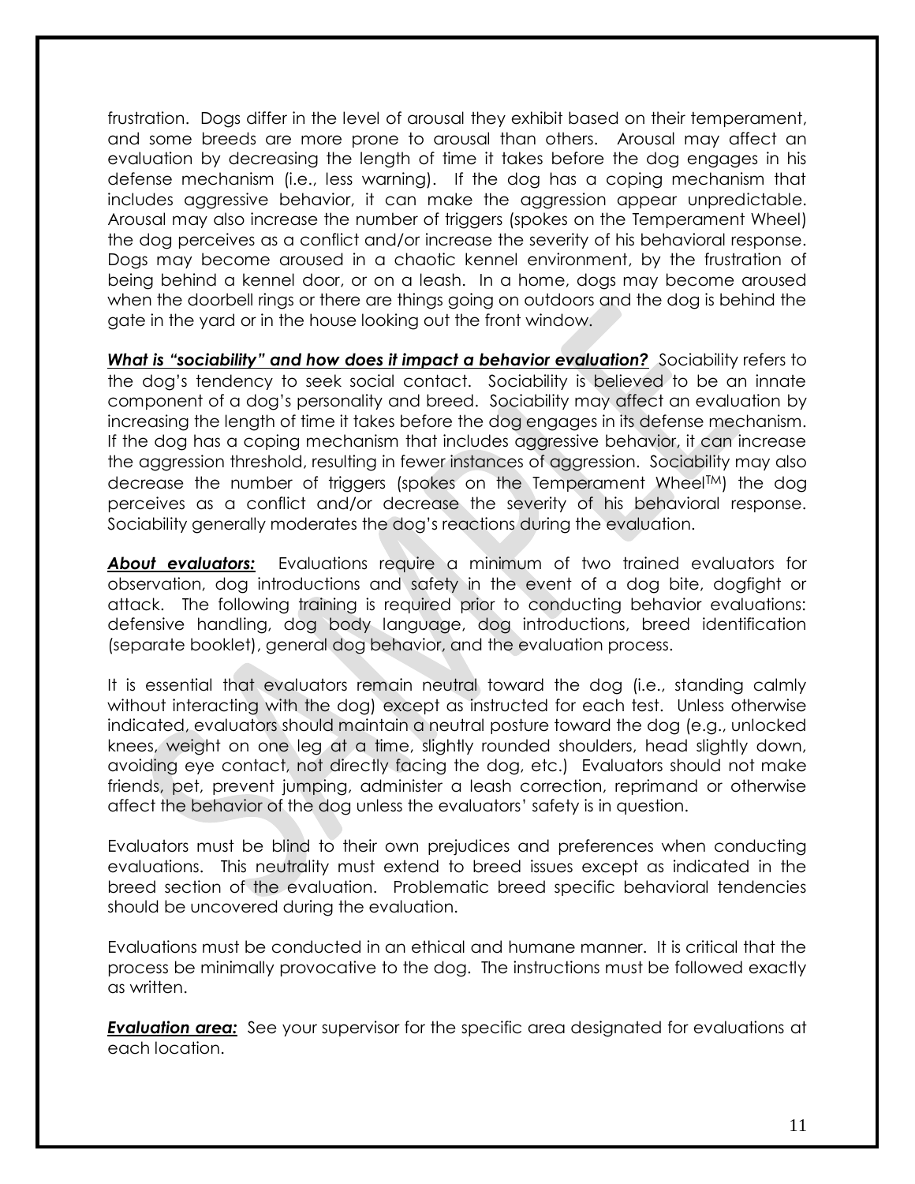frustration. Dogs differ in the level of arousal they exhibit based on their temperament, and some breeds are more prone to arousal than others. Arousal may affect an evaluation by decreasing the length of time it takes before the dog engages in his defense mechanism (i.e., less warning). If the dog has a coping mechanism that includes aggressive behavior, it can make the aggression appear unpredictable. Arousal may also increase the number of triggers (spokes on the Temperament Wheel) the dog perceives as a conflict and/or increase the severity of his behavioral response. Dogs may become aroused in a chaotic kennel environment, by the frustration of being behind a kennel door, or on a leash. In a home, dogs may become aroused when the doorbell rings or there are things going on outdoors and the dog is behind the gate in the yard or in the house looking out the front window.

***What is "sociability" and how does it impact a behavior evaluation?*** Sociability refers to the dog's tendency to seek social contact. Sociability is believed to be an innate component of a dog's personality and breed. Sociability may affect an evaluation by increasing the length of time it takes before the dog engages in its defense mechanism. If the dog has a coping mechanism that includes aggressive behavior, it can increase the aggression threshold, resulting in fewer instances of aggression. Sociability may also decrease the number of triggers (spokes on the Temperament Wheel™) the dog perceives as a conflict and/or decrease the severity of his behavioral response. Sociability generally moderates the dog's reactions during the evaluation.

***About evaluators:*** Evaluations require a minimum of two trained evaluators for observation, dog introductions and safety in the event of a dog bite, dogfight or attack. The following training is required prior to conducting behavior evaluations: defensive handling, dog body language, dog introductions, breed identification (separate booklet), general dog behavior, and the evaluation process.

It is essential that evaluators remain neutral toward the dog (i.e., standing calmly without interacting with the dog) except as instructed for each test. Unless otherwise indicated, evaluators should maintain a neutral posture toward the dog (e.g., unlocked knees, weight on one leg at a time, slightly rounded shoulders, head slightly down, avoiding eye contact, not directly facing the dog, etc.) Evaluators should not make friends, pet, prevent jumping, administer a leash correction, reprimand or otherwise affect the behavior of the dog unless the evaluators' safety is in question.

Evaluators must be blind to their own prejudices and preferences when conducting evaluations. This neutrality must extend to breed issues except as indicated in the breed section of the evaluation. Problematic breed specific behavioral tendencies should be uncovered during the evaluation.

Evaluations must be conducted in an ethical and humane manner. It is critical that the process be minimally provocative to the dog. The instructions must be followed exactly as written.

***Evaluation area:*** See your supervisor for the specific area designated for evaluations at each location.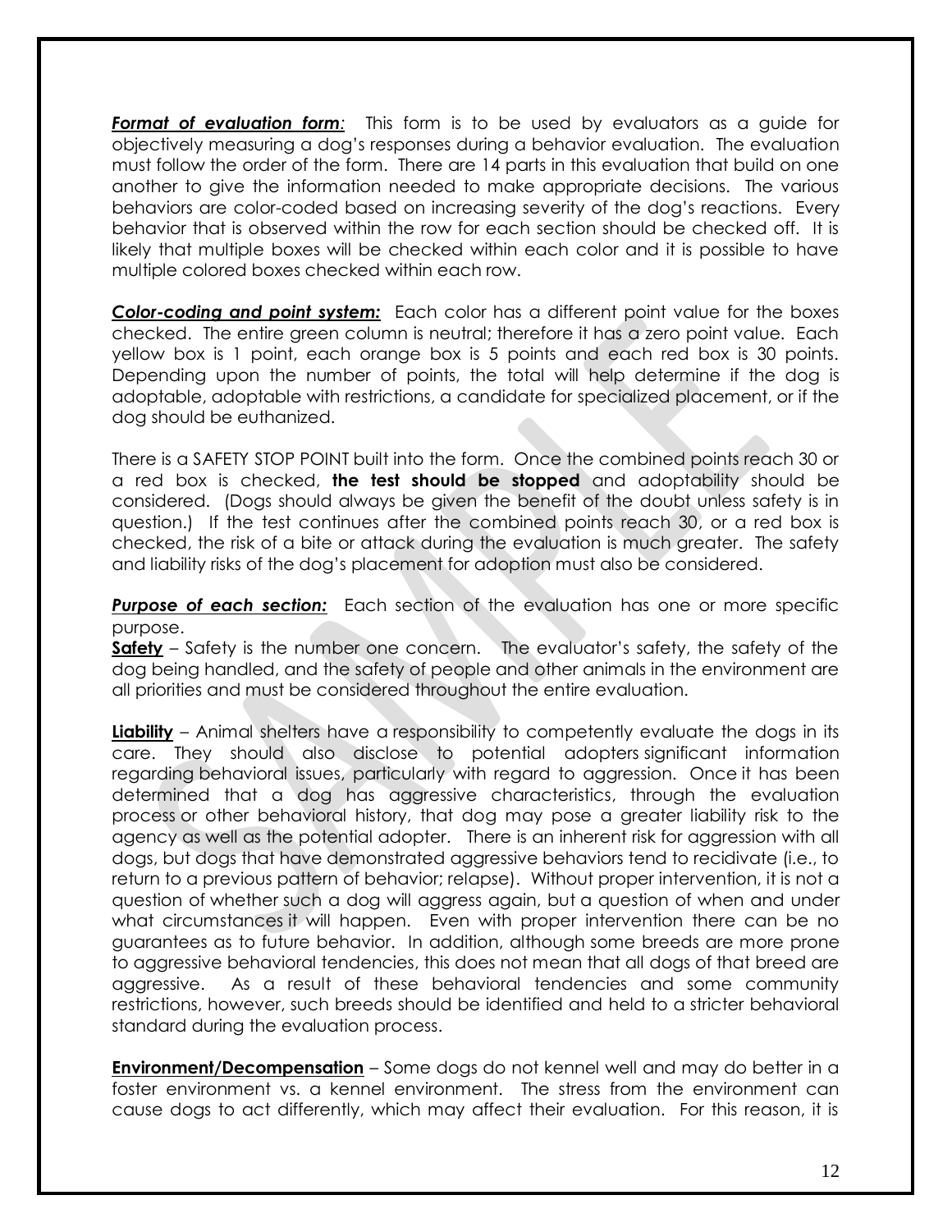***Format of evaluation form:*** This form is to be used by evaluators as a guide for objectively measuring a dog's responses during a behavior evaluation. The evaluation must follow the order of the form. There are 14 parts in this evaluation that build on one another to give the information needed to make appropriate decisions. The various behaviors are color-coded based on increasing severity of the dog's reactions. Every behavior that is observed within the row for each section should be checked off. It is likely that multiple boxes will be checked within each color and it is possible to have multiple colored boxes checked within each row.

***Color-coding and point system:*** Each color has a different point value for the boxes checked. The entire green column is neutral; therefore it has a zero point value. Each yellow box is 1 point, each orange box is 5 points and each red box is 30 points. Depending upon the number of points, the total will help determine if the dog is adoptable, adoptable with restrictions, a candidate for specialized placement, or if the dog should be euthanized.

There is a SAFETY STOP POINT built into the form. Once the combined points reach 30 or a red box is checked, **the test should be stopped** and adoptability should be considered. (Dogs should always be given the benefit of the doubt unless safety is in question.) If the test continues after the combined points reach 30, or a red box is checked, the risk of a bite or attack during the evaluation is much greater. The safety and liability risks of the dog's placement for adoption must also be considered.

***Purpose of each section:*** Each section of the evaluation has one or more specific purpose.

**Safety** – Safety is the number one concern. The evaluator's safety, the safety of the dog being handled, and the safety of people and other animals in the environment are all priorities and must be considered throughout the entire evaluation.

**Liability** – Animal shelters have a responsibility to competently evaluate the dogs in its care. They should also disclose to potential adopters significant information regarding behavioral issues, particularly with regard to aggression. Once it has been determined that a dog has aggressive characteristics, through the evaluation process or other behavioral history, that dog may pose a greater liability risk to the agency as well as the potential adopter. There is an inherent risk for aggression with all dogs, but dogs that have demonstrated aggressive behaviors tend to recidivate (i.e., to return to a previous pattern of behavior; relapse). Without proper intervention, it is not a question of whether such a dog will aggress again, but a question of when and under what circumstances it will happen. Even with proper intervention there can be no guarantees as to future behavior. In addition, although some breeds are more prone to aggressive behavioral tendencies, this does not mean that all dogs of that breed are aggressive. As a result of these behavioral tendencies and some community restrictions, however, such breeds should be identified and held to a stricter behavioral standard during the evaluation process.

**Environment/Decompensation** – Some dogs do not kennel well and may do better in a foster environment vs. a kennel environment. The stress from the environment can cause dogs to act differently, which may affect their evaluation. For this reason, it is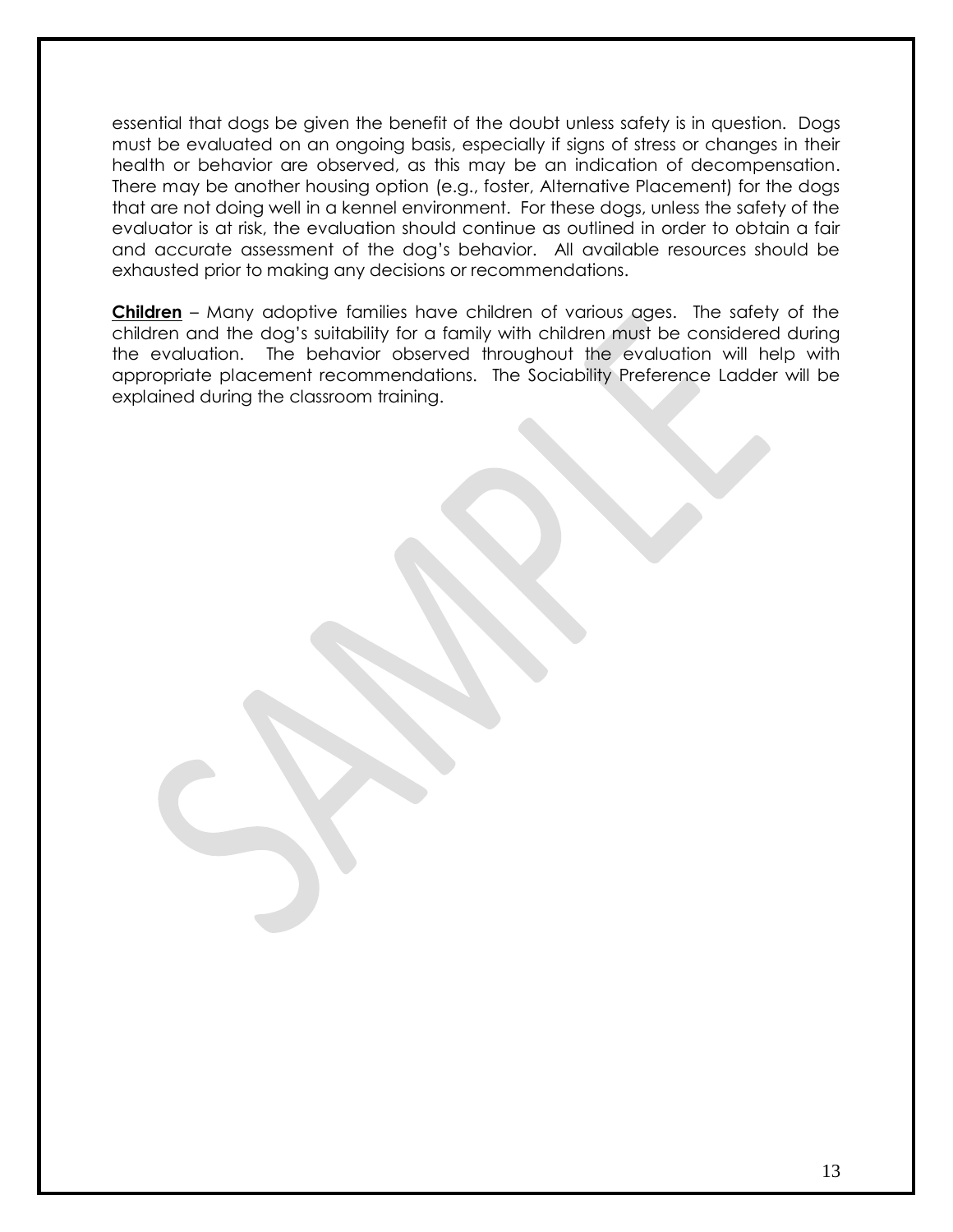essential that dogs be given the benefit of the doubt unless safety is in question. Dogs must be evaluated on an ongoing basis, especially if signs of stress or changes in their health or behavior are observed, as this may be an indication of decompensation. There may be another housing option (e.g., foster, Alternative Placement) for the dogs that are not doing well in a kennel environment. For these dogs, unless the safety of the evaluator is at risk, the evaluation should continue as outlined in order to obtain a fair and accurate assessment of the dog's behavior. All available resources should be exhausted prior to making any decisions or recommendations.

**Children** – Many adoptive families have children of various ages. The safety of the children and the dog's suitability for a family with children must be considered during the evaluation. The behavior observed throughout the evaluation will help with appropriate placement recommendations. The Sociability Preference Ladder will be explained during the classroom training.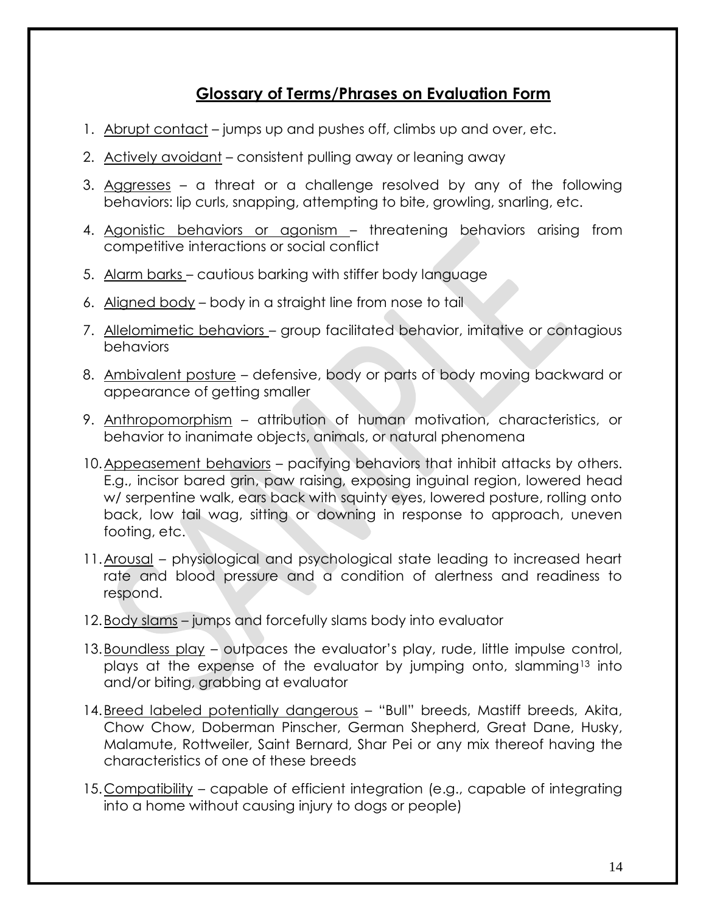## Glossary of Terms/Phrases on Evaluation Form

1. Abrupt contact – jumps up and pushes off, climbs up and over, etc.
2. Actively avoidant – consistent pulling away or leaning away
3. Aggresses – a threat or a challenge resolved by any of the following behaviors: lip curls, snapping, attempting to bite, growling, snarling, etc.
4. Agonistic behaviors or agonism – threatening behaviors arising from competitive interactions or social conflict
5. Alarm barks – cautious barking with stiffer body language
6. Aligned body – body in a straight line from nose to tail
7. Allelomimetic behaviors – group facilitated behavior, imitative or contagious behaviors
8. Ambivalent posture – defensive, body or parts of body moving backward or appearance of getting smaller
9. Anthropomorphism – attribution of human motivation, characteristics, or behavior to inanimate objects, animals, or natural phenomena
10. Appeasement behaviors – pacifying behaviors that inhibit attacks by others. E.g., incisor bared grin, paw raising, exposing inguinal region, lowered head w/ serpentine walk, ears back with squinty eyes, lowered posture, rolling onto back, low tail wag, sitting or downing in response to approach, uneven footing, etc.
11. Arousal – physiological and psychological state leading to increased heart rate and blood pressure and a condition of alertness and readiness to respond.
12. Body slams – jumps and forcefully slams body into evaluator
13. Boundless play – outpaces the evaluator's play, rude, little impulse control, plays at the expense of the evaluator by jumping onto, slamming[13] into and/or biting, grabbing at evaluator
14. Breed labeled potentially dangerous – "Bull" breeds, Mastiff breeds, Akita, Chow Chow, Doberman Pinscher, German Shepherd, Great Dane, Husky, Malamute, Rottweiler, Saint Bernard, Shar Pei or any mix thereof having the characteristics of one of these breeds
15. Compatibility – capable of efficient integration (e.g., capable of integrating into a home without causing injury to dogs or people)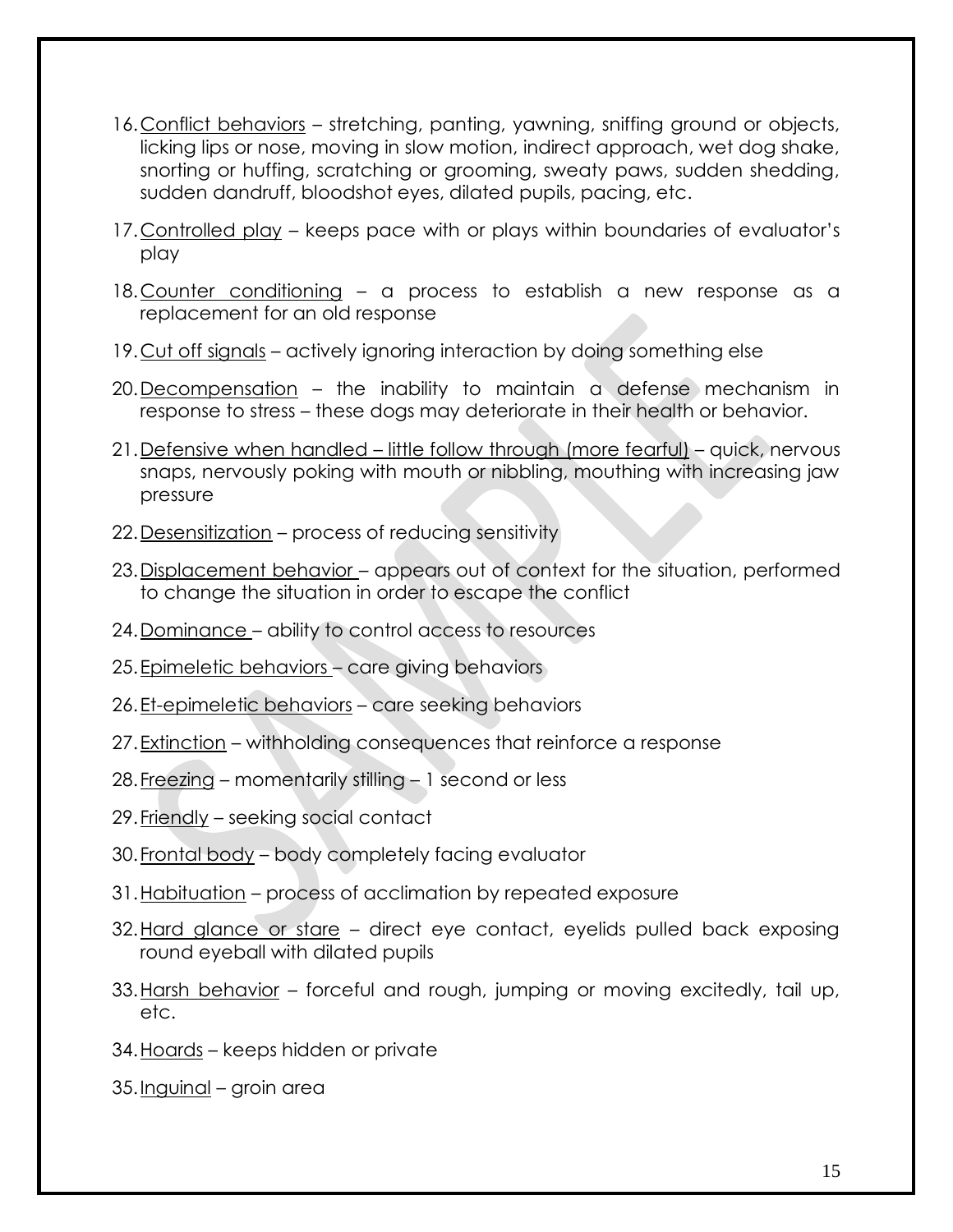16. Conflict behaviors – stretching, panting, yawning, sniffing ground or objects, licking lips or nose, moving in slow motion, indirect approach, wet dog shake, snorting or huffing, scratching or grooming, sweaty paws, sudden shedding, sudden dandruff, bloodshot eyes, dilated pupils, pacing, etc.
17. Controlled play – keeps pace with or plays within boundaries of evaluator's play
18. Counter conditioning – a process to establish a new response as a replacement for an old response
19. Cut off signals – actively ignoring interaction by doing something else
20. Decompensation – the inability to maintain a defense mechanism in response to stress – these dogs may deteriorate in their health or behavior.
21. Defensive when handled – little follow through (more fearful) – quick, nervous snaps, nervously poking with mouth or nibbling, mouthing with increasing jaw pressure
22. Desensitization – process of reducing sensitivity
23. Displacement behavior – appears out of context for the situation, performed to change the situation in order to escape the conflict
24. Dominance – ability to control access to resources
25. Epimeletic behaviors – care giving behaviors
26. Et-epimeletic behaviors – care seeking behaviors
27. Extinction – withholding consequences that reinforce a response
28. Freezing – momentarily stilling – 1 second or less
29. Friendly – seeking social contact
30. Frontal body – body completely facing evaluator
31. Habituation – process of acclimation by repeated exposure
32. Hard glance or stare – direct eye contact, eyelids pulled back exposing round eyeball with dilated pupils
33. Harsh behavior – forceful and rough, jumping or moving excitedly, tail up, etc.
34. Hoards – keeps hidden or private
35. Inguinal – groin area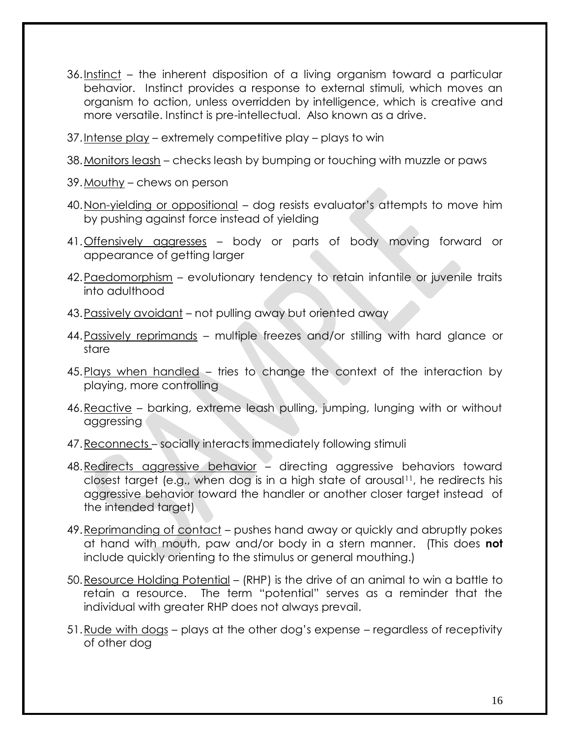36. Instinct – the inherent disposition of a living organism toward a particular behavior. Instinct provides a response to external stimuli, which moves an organism to action, unless overridden by intelligence, which is creative and more versatile. Instinct is pre-intellectual. Also known as a drive.
37. Intense play – extremely competitive play – plays to win
38. Monitors leash – checks leash by bumping or touching with muzzle or paws
39. Mouthy – chews on person
40. Non-yielding or oppositional – dog resists evaluator's attempts to move him by pushing against force instead of yielding
41. Offensively aggresses – body or parts of body moving forward or appearance of getting larger
42. Paedomorphism – evolutionary tendency to retain infantile or juvenile traits into adulthood
43. Passively avoidant – not pulling away but oriented away
44. Passively reprimands – multiple freezes and/or stilling with hard glance or stare
45. Plays when handled – tries to change the context of the interaction by playing, more controlling
46. Reactive – barking, extreme leash pulling, jumping, lunging with or without aggressing
47. Reconnects – socially interacts immediately following stimuli
48. Redirects aggressive behavior – directing aggressive behaviors toward closest target (e.g., when dog is in a high state of arousal[11], he redirects his aggressive behavior toward the handler or another closer target instead of the intended target)
49. Reprimanding of contact – pushes hand away or quickly and abruptly pokes at hand with mouth, paw and/or body in a stern manner. (This does **not** include quickly orienting to the stimulus or general mouthing.)
50. Resource Holding Potential – (RHP) is the drive of an animal to win a battle to retain a resource. The term "potential" serves as a reminder that the individual with greater RHP does not always prevail.
51. Rude with dogs – plays at the other dog's expense – regardless of receptivity of other dog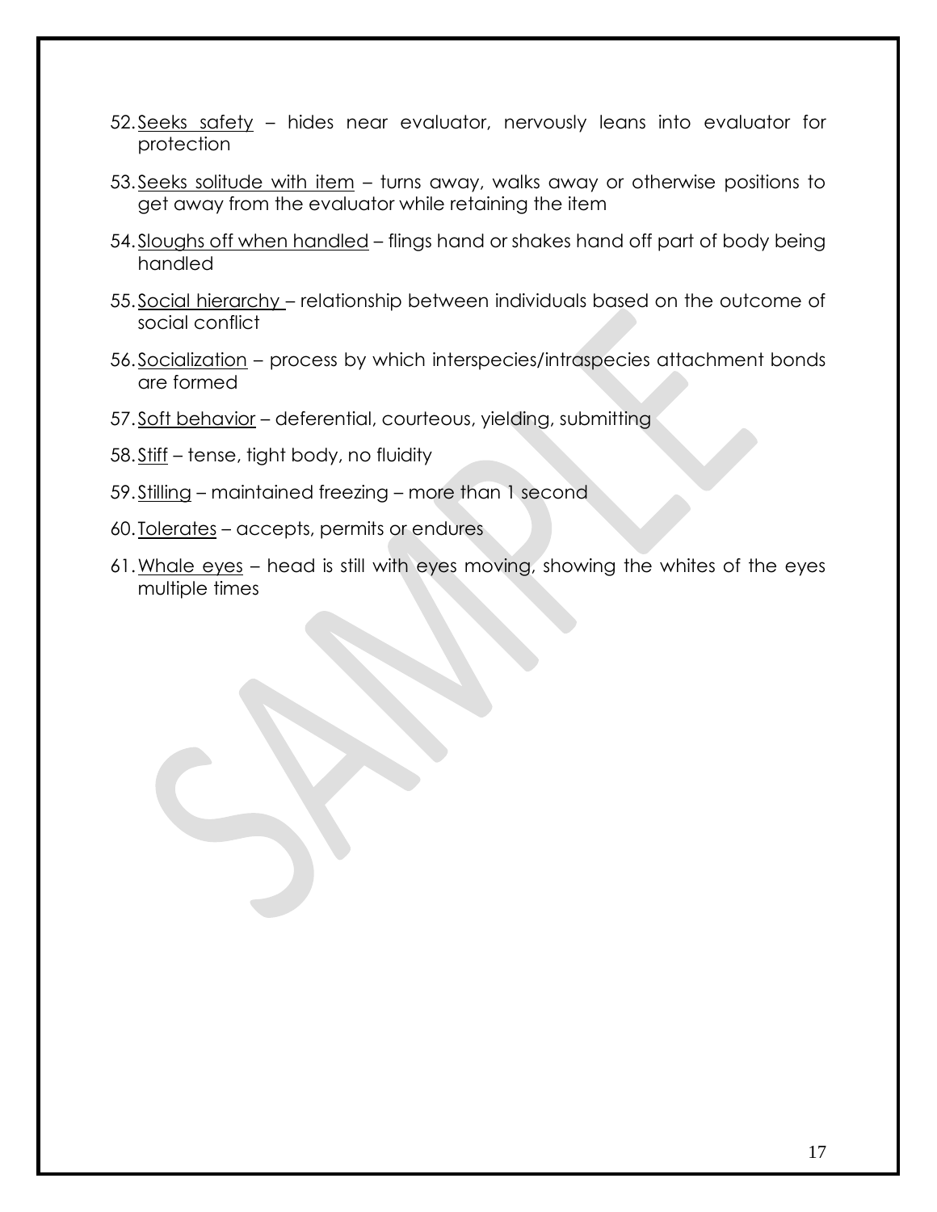52. <u>Seeks safety</u> – hides near evaluator, nervously leans into evaluator for protection

53. <u>Seeks solitude with item</u> – turns away, walks away or otherwise positions to get away from the evaluator while retaining the item

54. <u>Sloughs off when handled</u> – flings hand or shakes hand off part of body being handled

55. <u>Social hierarchy</u> – relationship between individuals based on the outcome of social conflict

56. <u>Socialization</u> – process by which interspecies/intraspecies attachment bonds are formed

57. <u>Soft behavior</u> – deferential, courteous, yielding, submitting

58. <u>Stiff</u> – tense, tight body, no fluidity

59. <u>Stilling</u> – maintained freezing – more than 1 second

60. <u>Tolerates</u> – accepts, permits or endures

61. <u>Whale eyes</u> – head is still with eyes moving, showing the whites of the eyes multiple times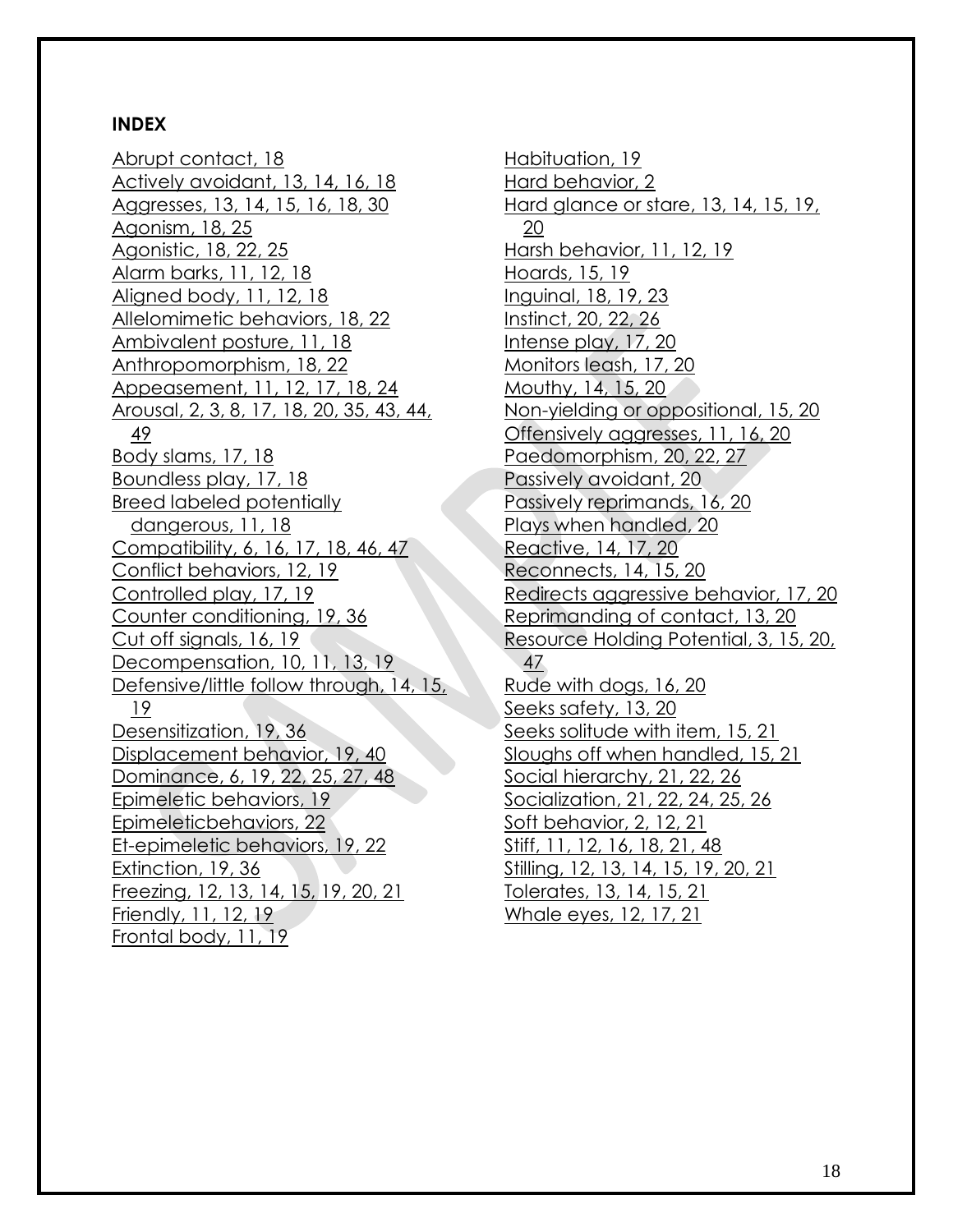## INDEX

Abrupt contact, 18
Actively avoidant, 13, 14, 16, 18
Aggresses, 13, 14, 15, 16, 18, 30
Agonism, 18, 25
Agonistic, 18, 22, 25
Alarm barks, 11, 12, 18
Aligned body, 11, 12, 18
Allelomimetic behaviors, 18, 22
Ambivalent posture, 11, 18
Anthropomorphism, 18, 22
Appeasement, 11, 12, 17, 18, 24
Arousal, 2, 3, 8, 17, 18, 20, 35, 43, 44, 49
Body slams, 17, 18
Boundless play, 17, 18
Breed labeled potentially dangerous, 11, 18
Compatibility, 6, 16, 17, 18, 46, 47
Conflict behaviors, 12, 19
Controlled play, 17, 19
Counter conditioning, 19, 36
Cut off signals, 16, 19
Decompensation, 10, 11, 13, 19
Defensive/little follow through, 14, 15, 19
Desensitization, 19, 36
Displacement behavior, 19, 40
Dominance, 6, 19, 22, 25, 27, 48
Epimeletic behaviors, 19
Epimeleticbehaviors, 22
Et-epimeletic behaviors, 19, 22
Extinction, 19, 36
Freezing, 12, 13, 14, 15, 19, 20, 21
Friendly, 11, 12, 19
Frontal body, 11, 19
Habituation, 19
Hard behavior, 2
Hard glance or stare, 13, 14, 15, 19, 20
Harsh behavior, 11, 12, 19
Hoards, 15, 19
Inguinal, 18, 19, 23
Instinct, 20, 22, 26
Intense play, 17, 20
Monitors leash, 17, 20
Mouthy, 14, 15, 20
Non-yielding or oppositional, 15, 20
Offensively aggresses, 11, 16, 20
Paedomorphism, 20, 22, 27
Passively avoidant, 20
Passively reprimands, 16, 20
Plays when handled, 20
Reactive, 14, 17, 20
Reconnects, 14, 15, 20
Redirects aggressive behavior, 17, 20
Reprimanding of contact, 13, 20
Resource Holding Potential, 3, 15, 20, 47
Rude with dogs, 16, 20
Seeks safety, 13, 20
Seeks solitude with item, 15, 21
Sloughs off when handled, 15, 21
Social hierarchy, 21, 22, 26
Socialization, 21, 22, 24, 25, 26
Soft behavior, 2, 12, 21
Stiff, 11, 12, 16, 18, 21, 48
Stilling, 12, 13, 14, 15, 19, 20, 21
Tolerates, 13, 14, 15, 21
Whale eyes, 12, 17, 21